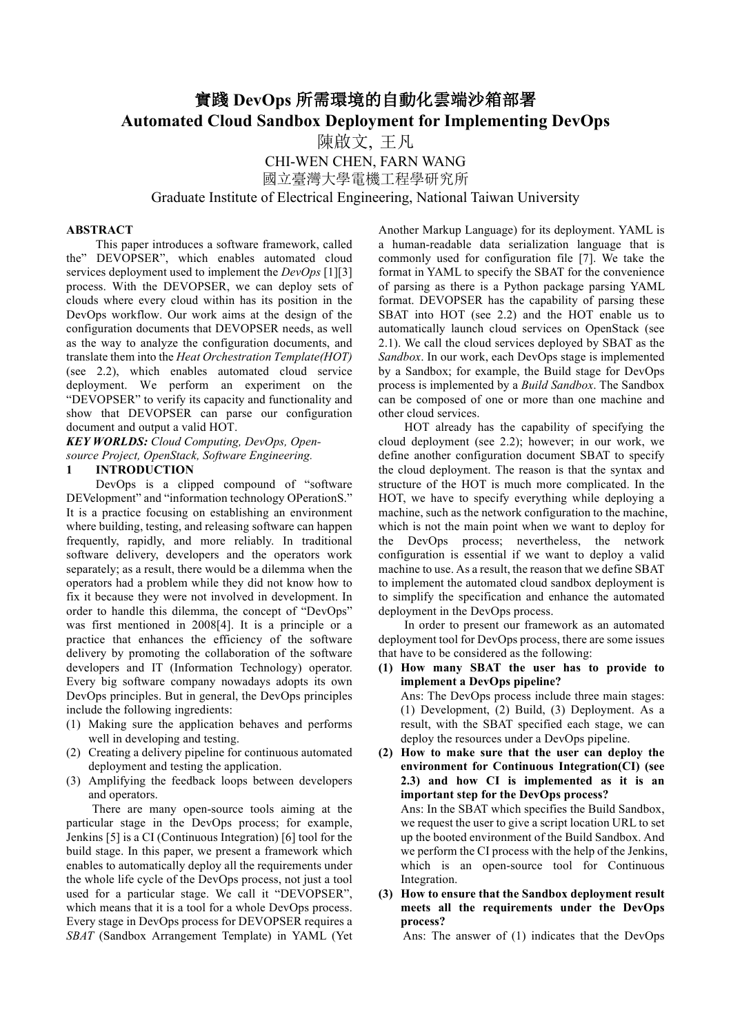# 實踐 DevOps 所需環境的自動化雲端沙箱部署
# Automated Cloud Sandbox Deployment for Implementing DevOps

陳啟文, 王凡

CHI-WEN CHEN, FARN WANG

國立臺灣大學電機工程學研究所

Graduate Institute of Electrical Engineering, National Taiwan University

## ABSTRACT

This paper introduces a software framework, called the" DEVOPSER", which enables automated cloud services deployment used to implement the *DevOps* [1][3] process. With the DEVOPSER, we can deploy sets of clouds where every cloud within has its position in the DevOps workflow. Our work aims at the design of the configuration documents that DEVOPSER needs, as well as the way to analyze the configuration documents, and translate them into the *Heat Orchestration Template(HOT)* (see 2.2), which enables automated cloud service deployment. We perform an experiment on the "DEVOPSER" to verify its capacity and functionality and show that DEVOPSER can parse our configuration document and output a valid HOT.

***KEY WORLDS:*** *Cloud Computing, DevOps, Open-source Project, OpenStack, Software Engineering.*

## 1 INTRODUCTION

DevOps is a clipped compound of "software DEVelopment" and "information technology OPerationS." It is a practice focusing on establishing an environment where building, testing, and releasing software can happen frequently, rapidly, and more reliably. In traditional software delivery, developers and the operators work separately; as a result, there would be a dilemma when the operators had a problem while they did not know how to fix it because they were not involved in development. In order to handle this dilemma, the concept of "DevOps" was first mentioned in 2008[4]. It is a principle or a practice that enhances the efficiency of the software delivery by promoting the collaboration of the software developers and IT (Information Technology) operator. Every big software company nowadays adopts its own DevOps principles. But in general, the DevOps principles include the following ingredients:

(1) Making sure the application behaves and performs well in developing and testing.
(2) Creating a delivery pipeline for continuous automated deployment and testing the application.
(3) Amplifying the feedback loops between developers and operators.

There are many open-source tools aiming at the particular stage in the DevOps process; for example, Jenkins [5] is a CI (Continuous Integration) [6] tool for the build stage. In this paper, we present a framework which enables to automatically deploy all the requirements under the whole life cycle of the DevOps process, not just a tool used for a particular stage. We call it "DEVOPSER", which means that it is a tool for a whole DevOps process. Every stage in DevOps process for DEVOPSER requires a *SBAT* (Sandbox Arrangement Template) in YAML (Yet Another Markup Language) for its deployment. YAML is a human-readable data serialization language that is commonly used for configuration file [7]. We take the format in YAML to specify the SBAT for the convenience of parsing as there is a Python package parsing YAML format. DEVOPSER has the capability of parsing these SBAT into HOT (see 2.2) and the HOT enable us to automatically launch cloud services on OpenStack (see 2.1). We call the cloud services deployed by SBAT as the *Sandbox*. In our work, each DevOps stage is implemented by a Sandbox; for example, the Build stage for DevOps process is implemented by a *Build Sandbox*. The Sandbox can be composed of one or more than one machine and other cloud services.

HOT already has the capability of specifying the cloud deployment (see 2.2); however, in our work, we define another configuration document SBAT to specify the cloud deployment. The reason is that the syntax and structure of the HOT is much more complicated. In the HOT, we have to specify everything while deploying a machine, such as the network configuration to the machine, which is not the main point when we want to deploy for the DevOps process; nevertheless, the network configuration is essential if we want to deploy a valid machine to use. As a result, the reason that we define SBAT to implement the automated cloud sandbox deployment is to simplify the specification and enhance the automated deployment in the DevOps process.

In order to present our framework as an automated deployment tool for DevOps process, there are some issues that have to be considered as the following:

**(1) How many SBAT the user has to provide to implement a DevOps pipeline?**

Ans: The DevOps process include three main stages: (1) Development, (2) Build, (3) Deployment. As a result, with the SBAT specified each stage, we can deploy the resources under a DevOps pipeline.

**(2) How to make sure that the user can deploy the environment for Continuous Integration(CI) (see 2.3) and how CI is implemented as it is an important step for the DevOps process?**

Ans: In the SBAT which specifies the Build Sandbox, we request the user to give a script location URL to set up the booted environment of the Build Sandbox. And we perform the CI process with the help of the Jenkins, which is an open-source tool for Continuous Integration.

**(3) How to ensure that the Sandbox deployment result meets all the requirements under the DevOps process?**

Ans: The answer of (1) indicates that the DevOps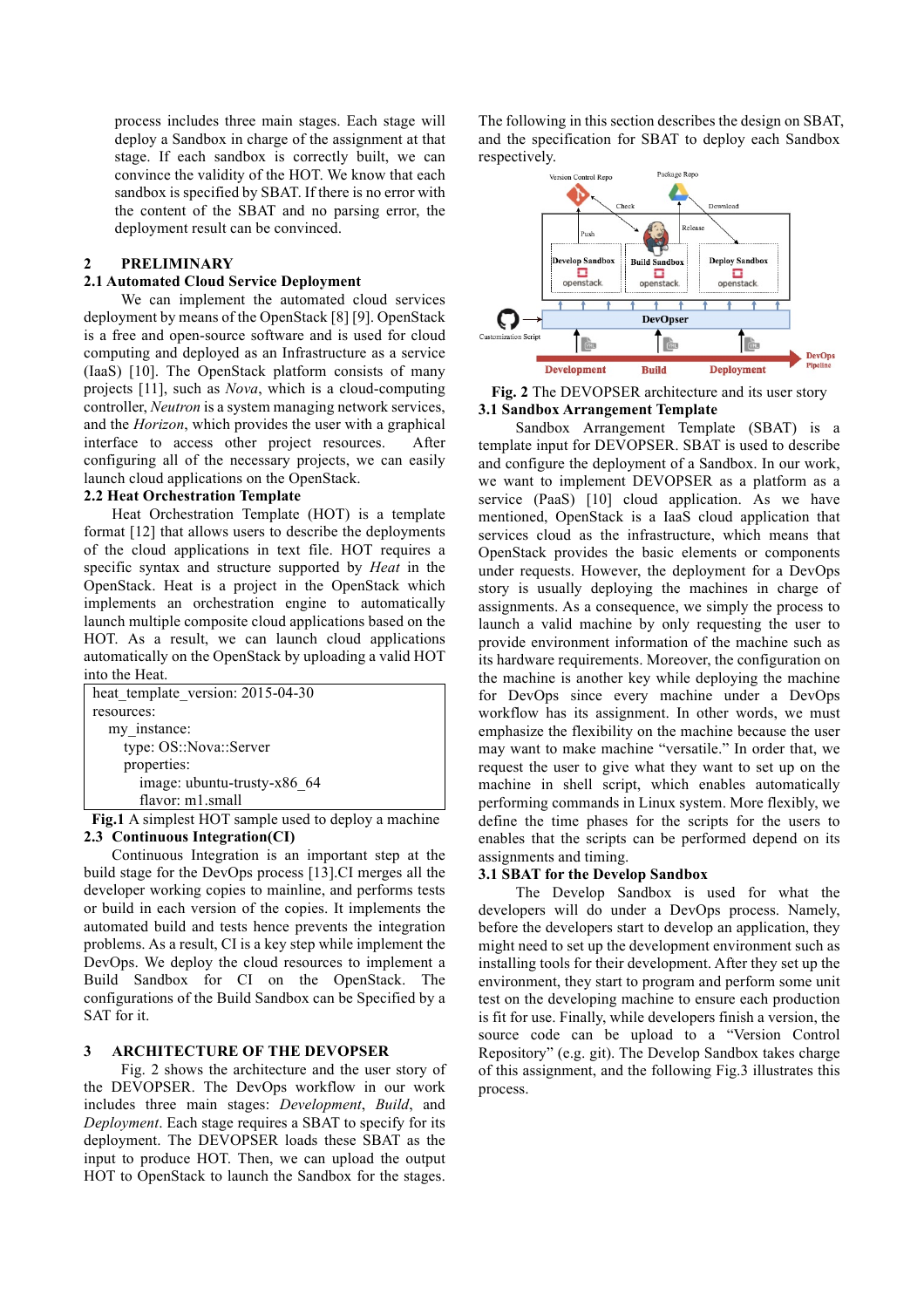process includes three main stages. Each stage will deploy a Sandbox in charge of the assignment at that stage. If each sandbox is correctly built, we can convince the validity of the HOT. We know that each sandbox is specified by SBAT. If there is no error with the content of the SBAT and no parsing error, the deployment result can be convinced.

## 2 PRELIMINARY

### 2.1 Automated Cloud Service Deployment

We can implement the automated cloud services deployment by means of the OpenStack [8] [9]. OpenStack is a free and open-source software and is used for cloud computing and deployed as an Infrastructure as a service (IaaS) [10]. The OpenStack platform consists of many projects [11], such as *Nova*, which is a cloud-computing controller, *Neutron* is a system managing network services, and the *Horizon*, which provides the user with a graphical interface to access other project resources. After configuring all of the necessary projects, we can easily launch cloud applications on the OpenStack.

### 2.2 Heat Orchestration Template

Heat Orchestration Template (HOT) is a template format [12] that allows users to describe the deployments of the cloud applications in text file. HOT requires a specific syntax and structure supported by *Heat* in the OpenStack. Heat is a project in the OpenStack which implements an orchestration engine to automatically launch multiple composite cloud applications based on the HOT. As a result, we can launch cloud applications automatically on the OpenStack by uploading a valid HOT into the Heat.

```
heat_template_version: 2015-04-30
resources:
  my_instance:
    type: OS::Nova::Server
    properties:
      image: ubuntu-trusty-x86_64
      flavor: m1.small
```

**Fig.1** A simplest HOT sample used to deploy a machine

### 2.3 Continuous Integration(CI)

Continuous Integration is an important step at the build stage for the DevOps process [13].CI merges all the developer working copies to mainline, and performs tests or build in each version of the copies. It implements the automated build and tests hence prevents the integration problems. As a result, CI is a key step while implement the DevOps. We deploy the cloud resources to implement a Build Sandbox for CI on the OpenStack. The configurations of the Build Sandbox can be Specified by a SAT for it.

## 3 ARCHITECTURE OF THE DEVOPSER

Fig. 2 shows the architecture and the user story of the DEVOPSER. The DevOps workflow in our work includes three main stages: *Development*, *Build*, and *Deployment*. Each stage requires a SBAT to specify for its deployment. The DEVOPSER loads these SBAT as the input to produce HOT. Then, we can upload the output HOT to OpenStack to launch the Sandbox for the stages.

The following in this section describes the design on SBAT, and the specification for SBAT to deploy each Sandbox respectively.

**Fig. 2** The DEVOPSER architecture and its user story

### 3.1 Sandbox Arrangement Template

Sandbox Arrangement Template (SBAT) is a template input for DEVOPSER. SBAT is used to describe and configure the deployment of a Sandbox. In our work, we want to implement DEVOPSER as a platform as a service (PaaS) [10] cloud application. As we have mentioned, OpenStack is a IaaS cloud application that services cloud as the infrastructure, which means that OpenStack provides the basic elements or components under requests. However, the deployment for a DevOps story is usually deploying the machines in charge of assignments. As a consequence, we simply the process to launch a valid machine by only requesting the user to provide environment information of the machine such as its hardware requirements. Moreover, the configuration on the machine is another key while deploying the machine for DevOps since every machine under a DevOps workflow has its assignment. In other words, we must emphasize the flexibility on the machine because the user may want to make machine "versatile." In order that, we request the user to give what they want to set up on the machine in shell script, which enables automatically performing commands in Linux system. More flexibly, we define the time phases for the scripts for the users to enables that the scripts can be performed depend on its assignments and timing.

### 3.1 SBAT for the Develop Sandbox

The Develop Sandbox is used for what the developers will do under a DevOps process. Namely, before the developers start to develop an application, they might need to set up the development environment such as installing tools for their development. After they set up the environment, they start to program and perform some unit test on the developing machine to ensure each production is fit for use. Finally, while developers finish a version, the source code can be upload to a "Version Control Repository" (e.g. git). The Develop Sandbox takes charge of this assignment, and the following Fig.3 illustrates this process.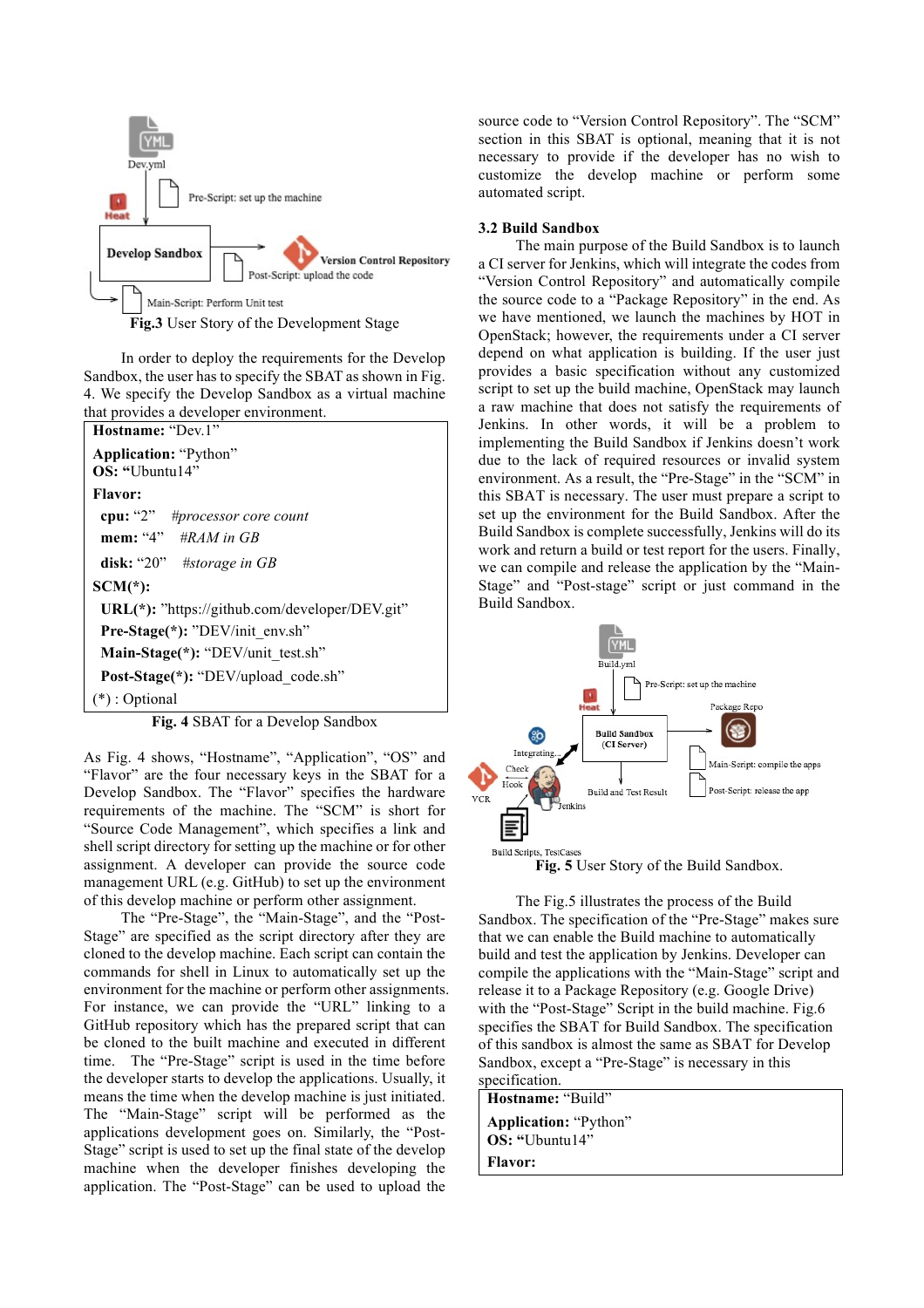Fig.3 User Story of the Development Stage

In order to deploy the requirements for the Develop Sandbox, the user has to specify the SBAT as shown in Fig. 4. We specify the Develop Sandbox as a virtual machine that provides a developer environment.

**Hostname:** "Dev.1"

**Application:** "Python"
**OS: "**Ubuntu14"

**Flavor:**

**cpu:** "2" *#processor core count*
**mem:** "4" *#RAM in GB*
**disk:** "20" *#storage in GB*

**SCM(*):**

**URL(*):** "https://github.com/developer/DEV.git"
**Pre-Stage(*):** "DEV/init_env.sh"
**Main-Stage(*):** "DEV/unit_test.sh"
**Post-Stage(*):** "DEV/upload_code.sh"

(*) : Optional

**Fig. 4** SBAT for a Develop Sandbox

As Fig. 4 shows, "Hostname", "Application", "OS" and "Flavor" are the four necessary keys in the SBAT for a Develop Sandbox. The "Flavor" specifies the hardware requirements of the machine. The "SCM" is short for "Source Code Management", which specifies a link and shell script directory for setting up the machine or for other assignment. A developer can provide the source code management URL (e.g. GitHub) to set up the environment of this develop machine or perform other assignment.

The "Pre-Stage", the "Main-Stage", and the "Post-Stage" are specified as the script directory after they are cloned to the develop machine. Each script can contain the commands for shell in Linux to automatically set up the environment for the machine or perform other assignments. For instance, we can provide the "URL" linking to a GitHub repository which has the prepared script that can be cloned to the built machine and executed in different time. The "Pre-Stage" script is used in the time before the developer starts to develop the applications. Usually, it means the time when the develop machine is just initiated. The "Main-Stage" script will be performed as the applications development goes on. Similarly, the "Post-Stage" script is used to set up the final state of the develop machine when the developer finishes developing the application. The "Post-Stage" can be used to upload the source code to "Version Control Repository". The "SCM" section in this SBAT is optional, meaning that it is not necessary to provide if the developer has no wish to customize the develop machine or perform some automated script.

### 3.2 Build Sandbox

The main purpose of the Build Sandbox is to launch a CI server for Jenkins, which will integrate the codes from "Version Control Repository" and automatically compile the source code to a "Package Repository" in the end. As we have mentioned, we launch the machines by HOT in OpenStack; however, the requirements under a CI server depend on what application is building. If the user just provides a basic specification without any customized script to set up the build machine, OpenStack may launch a raw machine that does not satisfy the requirements of Jenkins. In other words, it will be a problem in implementing the Build Sandbox if Jenkins doesn't work due to the lack of required resources or invalid system environment. As a result, the "Pre-Stage" in the "SCM" in this SBAT is necessary. The user must prepare a script to set up the environment for the Build Sandbox. After the Build Sandbox is complete successfully, Jenkins will do its work and return a build or test report for the users. Finally, we can compile and release the application by the "Main-Stage" and "Post-stage" script or just command in the Build Sandbox.

**Fig. 5** User Story of the Build Sandbox.

The Fig.5 illustrates the process of the Build Sandbox. The specification of the "Pre-Stage" makes sure that we can enable the Build machine to automatically build and test the application by Jenkins. Developer can compile the applications with the "Main-Stage" script and release it to a Package Repository (e.g. Google Drive) with the "Post-Stage" Script in the build machine. Fig.6 specifies the SBAT for Build Sandbox. The specification of this sandbox is almost the same as SBAT for Develop Sandbox, except a "Pre-Stage" is necessary in this specification.

**Hostname:** "Build"

**Application:** "Python"
**OS: "**Ubuntu14"

**Flavor:**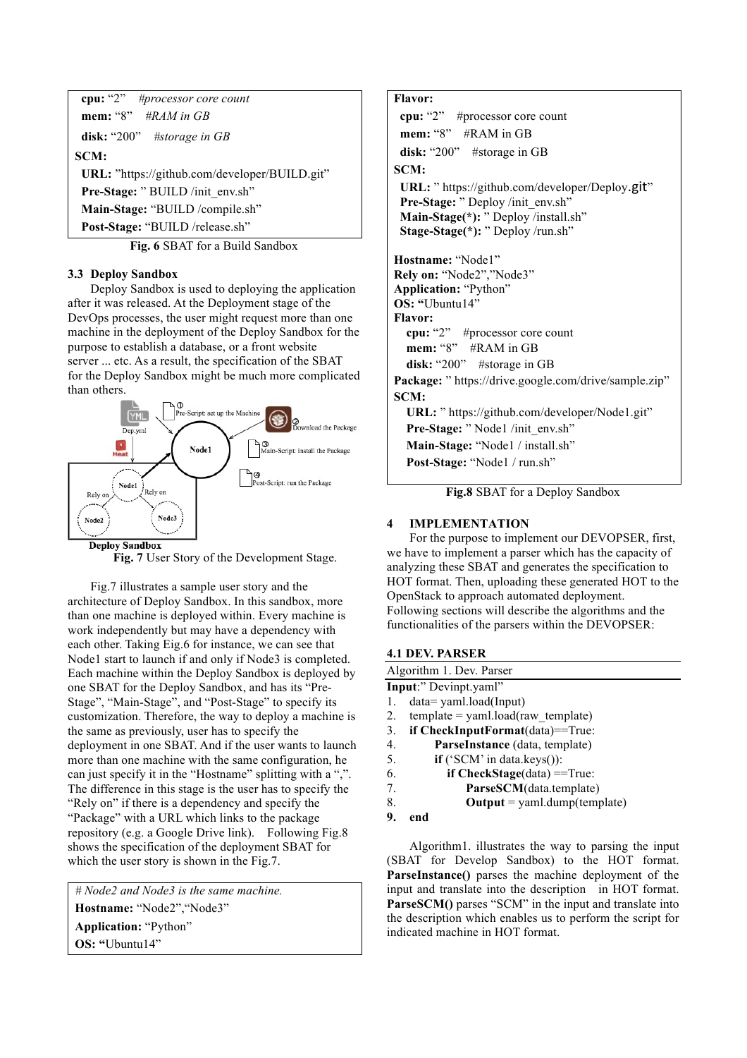```
cpu: "2"    #processor core count
mem: "8"    #RAM in GB
disk: "200"    #storage in GB
SCM:
 URL: "https://github.com/developer/BUILD.git"
 Pre-Stage: " BUILD /init_env.sh"
 Main-Stage: "BUILD /compile.sh"
 Post-Stage: "BUILD /release.sh"
```

**Fig. 6** SBAT for a Build Sandbox

### 3.3 Deploy Sandbox

Deploy Sandbox is used to deploying the application after it was released. At the Deployment stage of the DevOps processes, the user might request more than one machine in the deployment of the Deploy Sandbox for the purpose to establish a database, or a front website server ... etc. As a result, the specification of the SBAT for the Deploy Sandbox might be much more complicated than others.

**Fig. 7** User Story of the Development Stage.

Fig.7 illustrates a sample user story and the architecture of Deploy Sandbox. In this sandbox, more than one machine is deployed within. Every machine is work independently but may have a dependency with each other. Taking Eig.6 for instance, we can see that Node1 start to launch if and only if Node3 is completed. Each machine within the Deploy Sandbox is deployed by one SBAT for the Deploy Sandbox, and has its "Pre-Stage", "Main-Stage", and "Post-Stage" to specify its customization. Therefore, the way to deploy a machine is the same as previously, user has to specify the deployment in one SBAT. And if the user wants to launch more than one machine with the same configuration, he can just specify it in the "Hostname" splitting with a ",". The difference in this stage is the user has to specify the "Rely on" if there is a dependency and specify the "Package" with a URL which links to the package repository (e.g. a Google Drive link). Following Fig.8 shows the specification of the deployment SBAT for which the user story is shown in the Fig.7.

```
# Node2 and Node3 is the same machine.
Hostname: "Node2","Node3"
Application: "Python"
OS: "Ubuntu14"
Flavor:
 cpu: "2"    #processor core count
 mem: "8"    #RAM in GB
 disk: "200"    #storage in GB
SCM:
 URL: " https://github.com/developer/Deploy.git"
 Pre-Stage: " Deploy /init_env.sh"
 Main-Stage(*): " Deploy /install.sh"
 Stage-Stage(*): " Deploy /run.sh"

Hostname: "Node1"
Rely on: "Node2","Node3"
Application: "Python"
OS: "Ubuntu14"
Flavor:
 cpu: "2"    #processor core count
 mem: "8"    #RAM in GB
 disk: "200"    #storage in GB
Package: " https://drive.google.com/drive/sample.zip"
SCM:
 URL: " https://github.com/developer/Node1.git"
 Pre-Stage: " Node1 /init_env.sh"
 Main-Stage: "Node1 / install.sh"
 Post-Stage: "Node1 / run.sh"
```

**Fig.8** SBAT for a Deploy Sandbox

## 4 IMPLEMENTATION

For the purpose to implement our DEVOPSER, first, we have to implement a parser which has the capacity of analyzing these SBAT and generates the specification to HOT format. Then, uploading these generated HOT to the OpenStack to approach automated deployment. Following sections will describe the algorithms and the functionalities of the parsers within the DEVOPSER:

### 4.1 DEV. PARSER

Algorithm 1. Dev. Parser

**Input**:" Devinpt.yaml"

1. data= yaml.load(Input)
2. template = yaml.load(raw_template)
3. **if CheckInputFormat**(data)==True:
4. **ParseInstance** (data, template)
5. **if** ('SCM' in data.keys()):
6. **if CheckStage**(data) ==True:
7. **ParseSCM**(data.template)
8. **Output** = yaml.dump(template)
9. **end**

Algorithm1. illustrates the way to parsing the input (SBAT for Develop Sandbox) to the HOT format. **ParseInstance()** parses the machine deployment of the input and translate into the description in HOT format. **ParseSCM()** parses "SCM" in the input and translate into the description which enables us to perform the script for indicated machine in HOT format.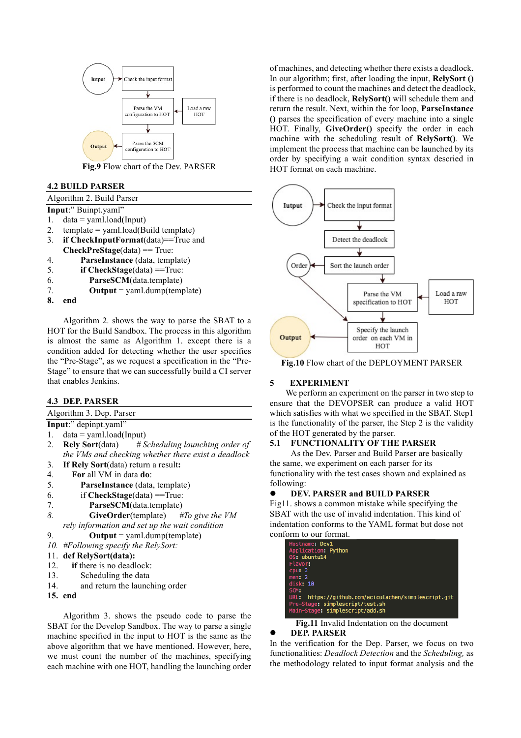Fig.9 Flow chart of the Dev. PARSER

### 4.2 BUILD PARSER

Algorithm 2. Build Parser

**Input**:" Buinpt.yaml"

1. data = yaml.load(Input)
2. template = yaml.load(Build template)
3. **if CheckInputFormat**(data)==True and **CheckPreStage**(data) == True:
4. **ParseInstance** (data, template)
5. **if CheckStage**(data) ==True:
6. **ParseSCM**(data.template)
7. **Output** = yaml.dump(template)
8. **end**

Algorithm 2. shows the way to parse the SBAT to a HOT for the Build Sandbox. The process in this algorithm is almost the same as Algorithm 1. except there is a condition added for detecting whether the user specifies the "Pre-Stage", as we request a specification in the "Pre-Stage" to ensure that we can successfully build a CI server that enables Jenkins.

### 4.3 DEP. PARSER

Algorithm 3. Dep. Parser

**Input**:" depinpt.yaml"

1. data = yaml.load(Input)
2. **Rely Sort**(data) *# Scheduling launching order of the VMs and checking whether there exist a deadlock*
3. **If Rely Sort**(data) return a result**:**
4. **For** all VM in data **do**:
5. **ParseInstance** (data, template)
6. if **CheckStage**(data) ==True:
7. **ParseSCM**(data.template)
8. **GiveOrder**(template) *#To give the VM rely information and set up the wait condition*
9. **Output** = yaml.dump(template)
10. *#Following specify the RelySort:*
11. **def RelySort(data):**
12. **if** there is no deadlock:
13. Scheduling the data
14. and return the launching order
15. **end**

Algorithm 3. shows the pseudo code to parse the SBAT for the Develop Sandbox. The way to parse a single machine specified in the input to HOT is the same as the above algorithm that we have mentioned. However, here, we must count the number of the machines, specifying each machine with one HOT, handling the launching order of machines, and detecting whether there exists a deadlock. In our algorithm; first, after loading the input, **RelySort ()** is performed to count the machines and detect the deadlock, if there is no deadlock, **RelySort()** will schedule them and return the result. Next, within the for loop, **ParseInstance ()** parses the specification of every machine into a single HOT. Finally, **GiveOrder()** specify the order in each machine with the scheduling result of **RelySort()**. We implement the process that machine can be launched by its order by specifying a wait condition syntax descried in HOT format on each machine.

Fig.10 Flow chart of the DEPLOYMENT PARSER

## 5 EXPERIMENT

We perform an experiment on the parser in two step to ensure that the DEVOPSER can produce a valid HOT which satisfies with what we specified in the SBAT. Step1 is the functionality of the parser, the Step 2 is the validity of the HOT generated by the parser.

### 5.1 FUNCTIONALITY OF THE PARSER

As the Dev. Parser and Build Parser are basically the same, we experiment on each parser for its functionality with the test cases shown and explained as following:

- **DEV. PARSER and BUILD PARSER**

Fig11. shows a common mistake while specifying the SBAT with the use of invalid indentation. This kind of indentation conforms to the YAML format but dose not conform to our format.

```
Hostname: Dev1
Application: Python
OS: ubuntu14
Flavor:
cpu: 2
mem: 2
disk: 10
SCM:
URL:  https://github.com/aciculachen/simplescript.git
Pre-Stage: simplescript/test.sh
Main-Stage: simplescript/add.sh
```

Fig.11 Invalid Indentation on the document

- **DEP. PARSER**

In the verification for the Dep. Parser, we focus on two functionalities: *Deadlock Detection* and the *Scheduling,* as the methodology related to input format analysis and the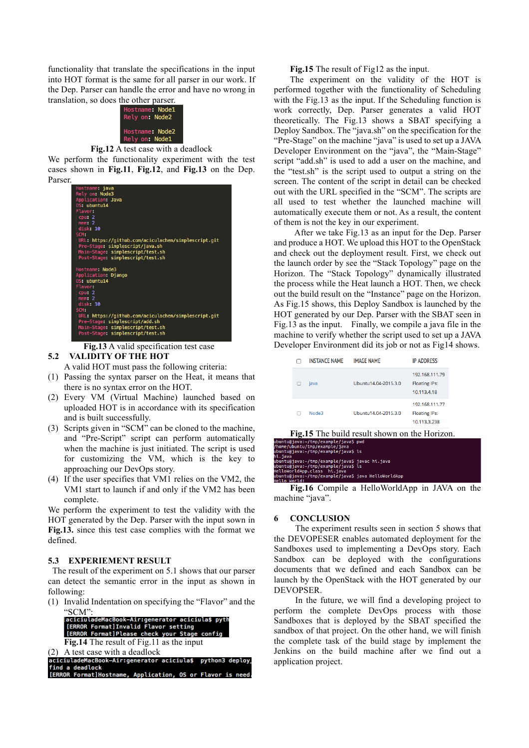functionality that translate the specifications in the input into HOT format is the same for all parser in our work. If the Dep. Parser can handle the error and have no wrong in translation, so does the other parser.

```
Hostname: Node1
Rely on: Node2

Hostname: Node2
Rely on: Node1
```

**Fig.12** A test case with a deadlock

We perform the functionality experiment with the test cases shown in **Fig.11**, **Fig.12**, and **Fig.13** on the Dep. Parser.

```
Hostname: java
Rely on: Node3
Application: Java
OS: ubuntu14
Flavor:
  cpu: 2
  mem: 2
  disk: 10
SCM:
  URL: https://github.com/aciculachen/simplescript.git
  Pre-Stage: simplescript/java.sh
  Main-Stage: simplescript/test.sh
  Post-Stage: simplescript/test.sh

Hostname: Node3
Application: Django
OS: ubuntu14
Flavor:
  cpu: 2
  mem: 2
  disk: 10
SCM:
  URL: https://github.com/aciculachen/simplescript.git
  Pre-Stage: simplescript/add.sh
  Main-Stage: simplescript/test.sh
  Post-Stage: simplescript/test.sh
```

**Fig.13** A valid specification test case

## 5.2 VALIDITY OF THE HOT

A valid HOT must pass the following criteria:

(1) Passing the syntax parser on the Heat, it means that there is no syntax error on the HOT.

(2) Every VM (Virtual Machine) launched based on uploaded HOT is in accordance with its specification and is built successfully.

(3) Scripts given in "SCM" can be cloned to the machine, and "Pre-Script" script can perform automatically when the machine is just initiated. The script is used for customizing the VM, which is the key to approaching our DevOps story.

(4) If the user specifies that VM1 relies on the VM2, the VM1 start to launch if and only if the VM2 has been complete.

We perform the experiment to test the validity with the HOT generated by the Dep. Parser with the input sown in **Fig.13.** since this test case complies with the format we defined.

## 5.3 EXPERIEMENT RESULT

The result of the experiment on 5.1 shows that our parser can detect the semantic error in the input as shown in following:

(1) Invalid Indentation on specifying the "Flavor" and the "SCM":

```
aciciuladeMacBook-Air:generator aciciula$ pyth
[ERROR Format]Invalid Flavor setting
[ERROR Format]Please check your Stage config
```

**Fig.14** The result of Fig.11 as the input

(2) A test case with a deadlock

```
aciciuladeMacBook-Air:generator aciciula$  python3 deploy
find a deadlock
[ERROR Format]Hostname, Application, OS or Flavor is need
```

**Fig.15** The result of Fig12 as the input.

The experiment on the validity of the HOT is performed together with the functionality of Scheduling with the Fig.13 as the input. If the Scheduling function is work correctly, Dep. Parser generates a valid HOT theoretically. The Fig.13 shows a SBAT specifying a Deploy Sandbox. The "java.sh" on the specification for the "Pre-Stage" on the machine "java" is used to set up a JAVA Developer Environment on the "java", the "Main-Stage" script "add.sh" is used to add a user on the machine, and the "test.sh" is the script used to output a string on the screen. The content of the script in detail can be checked out with the URL specified in the "SCM". The scripts are all used to test whether the launched machine will automatically execute them or not. As a result, the content of them is not the key in our experiment.

After we take Fig.13 as an input for the Dep. Parser and produce a HOT. We upload this HOT to the OpenStack and check out the deployment result. First, we check out the launch order by see the "Stack Topology" page on the Horizon. The "Stack Topology" dynamically illustrated the process while the Heat launch a HOT. Then, we check out the build result on the "Instance" page on the Horizon. As Fig.15 shows, this Deploy Sandbox is launched by the HOT generated by our Dep. Parser with the SBAT seen in Fig.13 as the input. Finally, we compile a java file in the machine to verify whether the script used to set up a JAVA Developer Environment did its job or not as Fig14 shows.

| INSTANCE NAME | IMAGE NAME | IP ADDRESS |
|---|---|---|
| java | Ubuntu14.04-2015.3.0 | 192.168.111.79 Floating IPs: 10.113.4.18 |
| Node3 | Ubuntu14.04-2015.3.0 | 192.168.111.77 Floating IPs: 10.113.3.238 |

**Fig.15** The build result shown on the Horizon.

```
ubuntu@java:~/tmp/example/java$ pwd
/home/ubuntu/tmp/example/java
ubuntu@java:~/tmp/example/java$ ls
hi.java
ubuntu@java:~/tmp/example/java$ javac hi.java
ubuntu@java:~/tmp/example/java$ ls
HelloWorldApp.class  hi.java
ubuntu@java:~/tmp/example/java$ java HelloWorldApp
Hello World!
```

**Fig.16** Compile a HelloWorldApp in JAVA on the machine "java".

# 6 CONCLUSION

The experiment results seen in section 5 shows that the DEVOPESER enables automated deployment for the Sandboxes used to implementing a DevOps story. Each Sandbox can be deployed with the configurations documents that we defined and each Sandbox can be launch by the OpenStack with the HOT generated by our DEVOPSER.

In the future, we will find a developing project to perform the complete DevOps process with those Sandboxes that is deployed by the SBAT specified the sandbox of that project. On the other hand, we will finish the complete task of the build stage by implement the Jenkins on the build machine after we find out a application project.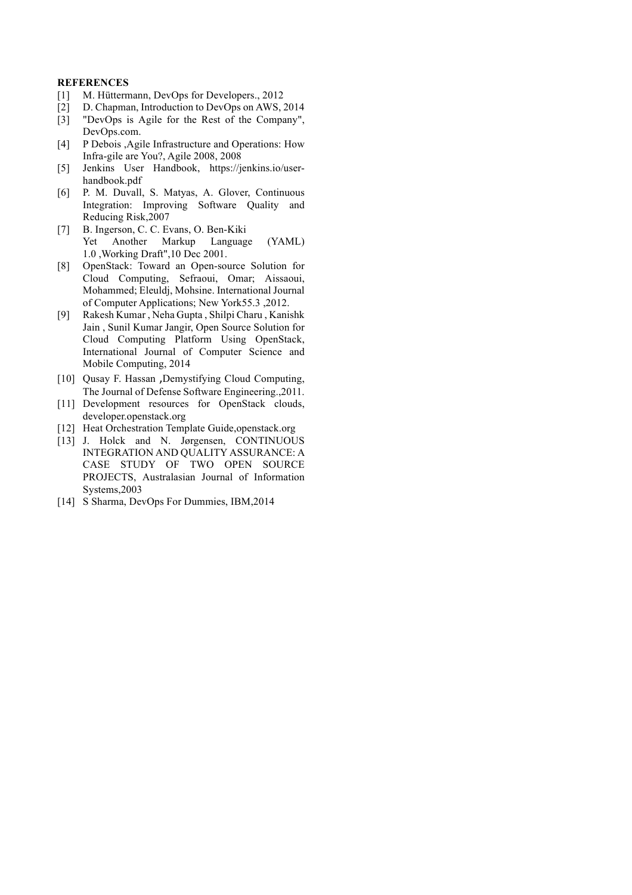**REFERENCES**

[1] M. Hüttermann, DevOps for Developers., 2012

[2] D. Chapman, Introduction to DevOps on AWS, 2014

[3] "DevOps is Agile for the Rest of the Company", DevOps.com.

[4] P Debois ,Agile Infrastructure and Operations: How Infra-gile are You?, Agile 2008, 2008

[5] Jenkins User Handbook, https://jenkins.io/user-handbook.pdf

[6] P. M. Duvall, S. Matyas, A. Glover, Continuous Integration: Improving Software Quality and Reducing Risk,2007

[7] B. Ingerson, C. C. Evans, O. Ben-Kiki Yet Another Markup Language (YAML) 1.0 ,Working Draft",10 Dec 2001.

[8] OpenStack: Toward an Open-source Solution for Cloud Computing, Sefraoui, Omar; Aissaoui, Mohammed; Eleuldj, Mohsine. International Journal of Computer Applications; New York55.3 ,2012.

[9] Rakesh Kumar , Neha Gupta , Shilpi Charu , Kanishk Jain , Sunil Kumar Jangir, Open Source Solution for Cloud Computing Platform Using OpenStack, International Journal of Computer Science and Mobile Computing, 2014

[10] Qusay F. Hassan ,Demystifying Cloud Computing, The Journal of Defense Software Engineering.,2011.

[11] Development resources for OpenStack clouds, developer.openstack.org

[12] Heat Orchestration Template Guide,openstack.org

[13] J. Holck and N. Jørgensen, CONTINUOUS INTEGRATION AND QUALITY ASSURANCE: A CASE STUDY OF TWO OPEN SOURCE PROJECTS, Australasian Journal of Information Systems,2003

[14] S Sharma, DevOps For Dummies, IBM,2014